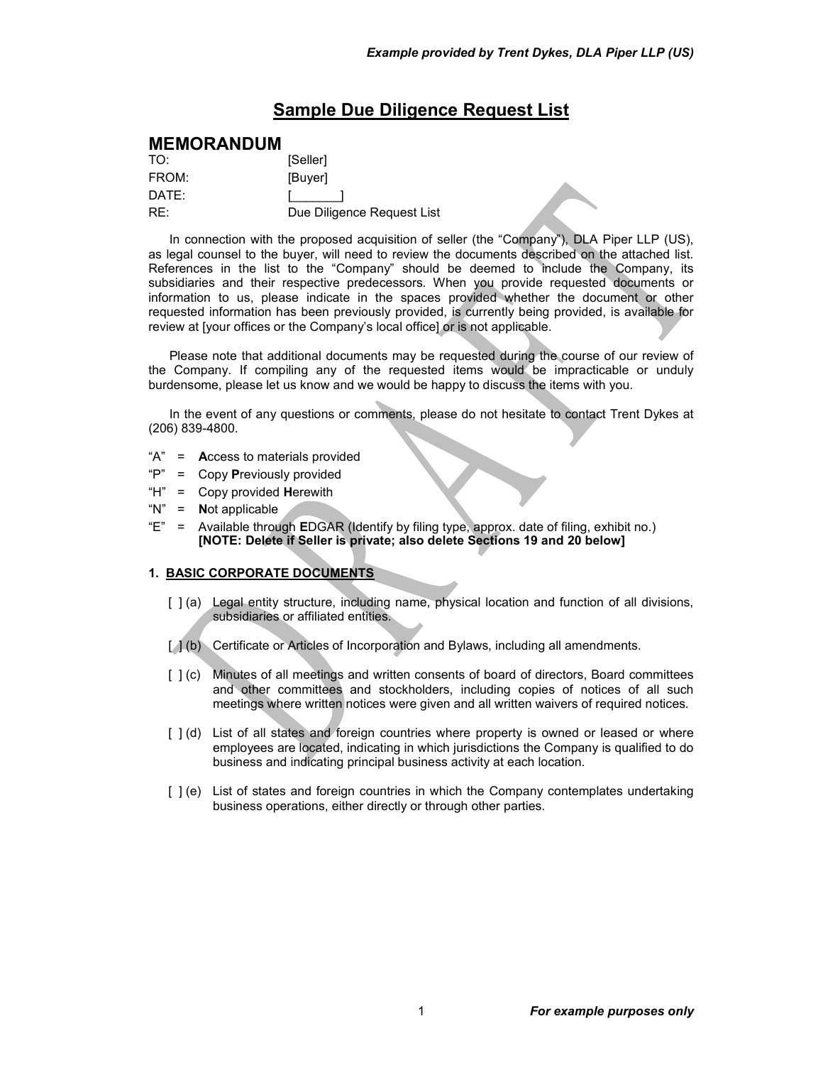*Example provided by Trent Dykes, DLA Piper LLP (US)*

# Sample Due Diligence Request List

## MEMORANDUM

TO: [Seller]

FROM: [Buyer]

DATE: [_______]

RE: Due Diligence Request List

In connection with the proposed acquisition of seller (the "Company"), DLA Piper LLP (US), as legal counsel to the buyer, will need to review the documents described on the attached list. References in the list to the "Company" should be deemed to include the Company, its subsidiaries and their respective predecessors. When you provide requested documents or information to us, please indicate in the spaces provided whether the document or other requested information has been previously provided, is currently being provided, is available for review at [your offices or the Company's local office] or is not applicable.

Please note that additional documents may be requested during the course of our review of the Company. If compiling any of the requested items would be impracticable or unduly burdensome, please let us know and we would be happy to discuss the items with you.

In the event of any questions or comments, please do not hesitate to contact Trent Dykes at (206) 839-4800.

- "A" = **A**ccess to materials provided
- "P" = Copy **P**reviously provided
- "H" = Copy provided **H**erewith
- "N" = **N**ot applicable
- "E" = Available through **E**DGAR (Identify by filing type, approx. date of filing, exhibit no.) **[NOTE: Delete if Seller is private; also delete Sections 19 and 20 below]**

### 1. BASIC CORPORATE DOCUMENTS

[ ] (a) Legal entity structure, including name, physical location and function of all divisions, subsidiaries or affiliated entities.

[ ] (b) Certificate or Articles of Incorporation and Bylaws, including all amendments.

[ ] (c) Minutes of all meetings and written consents of board of directors, Board committees and other committees and stockholders, including copies of notices of all such meetings where written notices were given and all written waivers of required notices.

[ ] (d) List of all states and foreign countries where property is owned or leased or where employees are located, indicating in which jurisdictions the Company is qualified to do business and indicating principal business activity at each location.

[ ] (e) List of states and foreign countries in which the Company contemplates undertaking business operations, either directly or through other parties.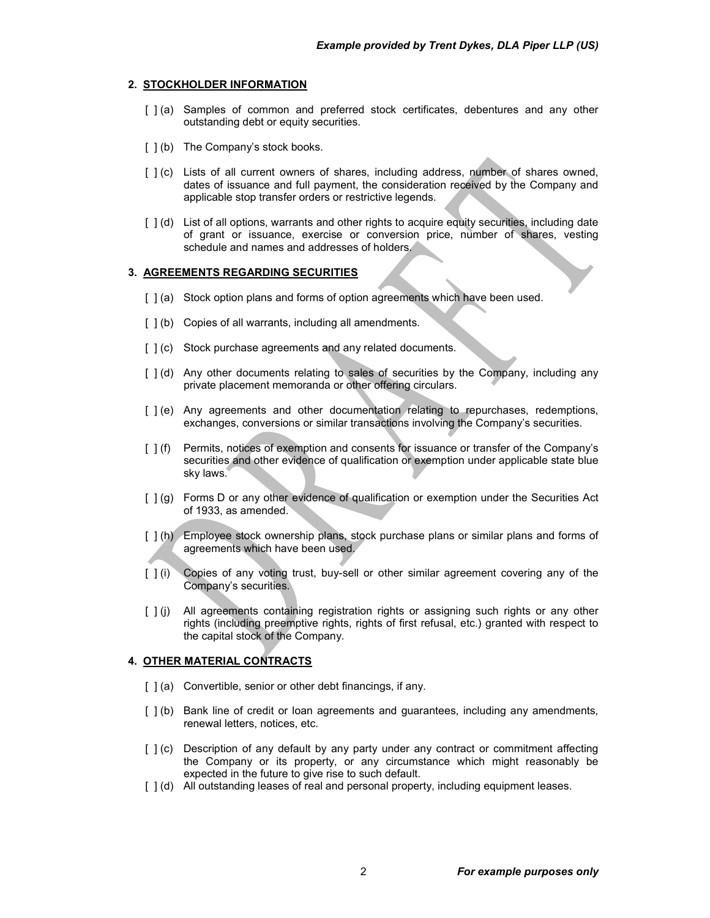## 2. STOCKHOLDER INFORMATION

- [ ] (a) Samples of common and preferred stock certificates, debentures and any other outstanding debt or equity securities.
- [ ] (b) The Company's stock books.
- [ ] (c) Lists of all current owners of shares, including address, number of shares owned, dates of issuance and full payment, the consideration received by the Company and applicable stop transfer orders or restrictive legends.
- [ ] (d) List of all options, warrants and other rights to acquire equity securities, including date of grant or issuance, exercise or conversion price, number of shares, vesting schedule and names and addresses of holders.

## 3. AGREEMENTS REGARDING SECURITIES

- [ ] (a) Stock option plans and forms of option agreements which have been used.
- [ ] (b) Copies of all warrants, including all amendments.
- [ ] (c) Stock purchase agreements and any related documents.
- [ ] (d) Any other documents relating to sales of securities by the Company, including any private placement memoranda or other offering circulars.
- [ ] (e) Any agreements and other documentation relating to repurchases, redemptions, exchanges, conversions or similar transactions involving the Company's securities.
- [ ] (f) Permits, notices of exemption and consents for issuance or transfer of the Company's securities and other evidence of qualification or exemption under applicable state blue sky laws.
- [ ] (g) Forms D or any other evidence of qualification or exemption under the Securities Act of 1933, as amended.
- [ ] (h) Employee stock ownership plans, stock purchase plans or similar plans and forms of agreements which have been used.
- [ ] (i) Copies of any voting trust, buy-sell or other similar agreement covering any of the Company's securities.
- [ ] (j) All agreements containing registration rights or assigning such rights or any other rights (including preemptive rights, rights of first refusal, etc.) granted with respect to the capital stock of the Company.

## 4. OTHER MATERIAL CONTRACTS

- [ ] (a) Convertible, senior or other debt financings, if any.
- [ ] (b) Bank line of credit or loan agreements and guarantees, including any amendments, renewal letters, notices, etc.
- [ ] (c) Description of any default by any party under any contract or commitment affecting the Company or its property, or any circumstance which might reasonably be expected in the future to give rise to such default.
- [ ] (d) All outstanding leases of real and personal property, including equipment leases.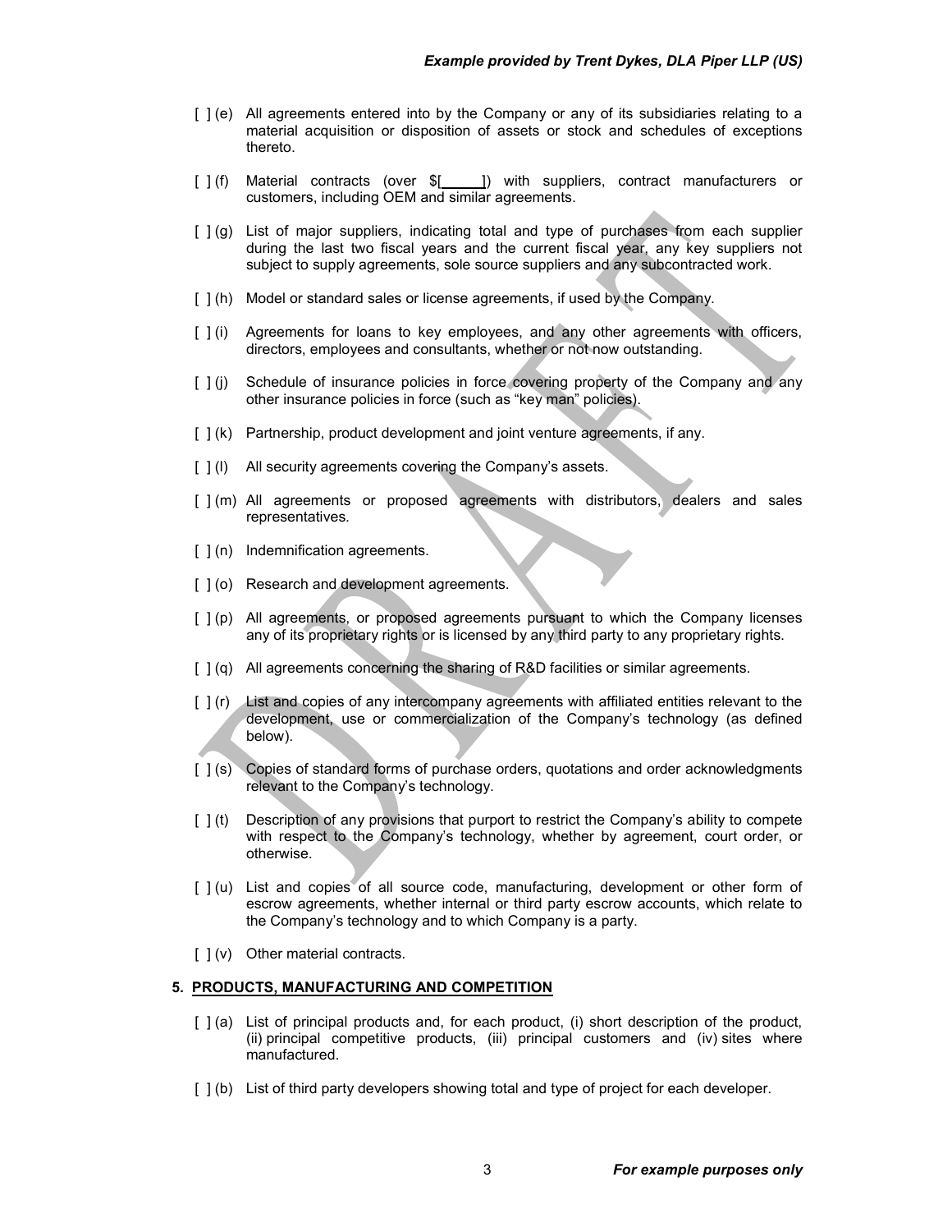[ ] (e) All agreements entered into by the Company or any of its subsidiaries relating to a material acquisition or disposition of assets or stock and schedules of exceptions thereto.

[ ] (f) Material contracts (over $[_____]) with suppliers, contract manufacturers or customers, including OEM and similar agreements.

[ ] (g) List of major suppliers, indicating total and type of purchases from each supplier during the last two fiscal years and the current fiscal year, any key suppliers not subject to supply agreements, sole source suppliers and any subcontracted work.

[ ] (h) Model or standard sales or license agreements, if used by the Company.

[ ] (i) Agreements for loans to key employees, and any other agreements with officers, directors, employees and consultants, whether or not now outstanding.

[ ] (j) Schedule of insurance policies in force covering property of the Company and any other insurance policies in force (such as "key man" policies).

[ ] (k) Partnership, product development and joint venture agreements, if any.

[ ] (l) All security agreements covering the Company's assets.

[ ] (m) All agreements or proposed agreements with distributors, dealers and sales representatives.

[ ] (n) Indemnification agreements.

[ ] (o) Research and development agreements.

[ ] (p) All agreements, or proposed agreements pursuant to which the Company licenses any of its proprietary rights or is licensed by any third party to any proprietary rights.

[ ] (q) All agreements concerning the sharing of R&D facilities or similar agreements.

[ ] (r) List and copies of any intercompany agreements with affiliated entities relevant to the development, use or commercialization of the Company's technology (as defined below).

[ ] (s) Copies of standard forms of purchase orders, quotations and order acknowledgments relevant to the Company's technology.

[ ] (t) Description of any provisions that purport to restrict the Company's ability to compete with respect to the Company's technology, whether by agreement, court order, or otherwise.

[ ] (u) List and copies of all source code, manufacturing, development or other form of escrow agreements, whether internal or third party escrow accounts, which relate to the Company's technology and to which Company is a party.

[ ] (v) Other material contracts.

## 5. PRODUCTS, MANUFACTURING AND COMPETITION

[ ] (a) List of principal products and, for each product, (i) short description of the product, (ii) principal competitive products, (iii) principal customers and (iv) sites where manufactured.

[ ] (b) List of third party developers showing total and type of project for each developer.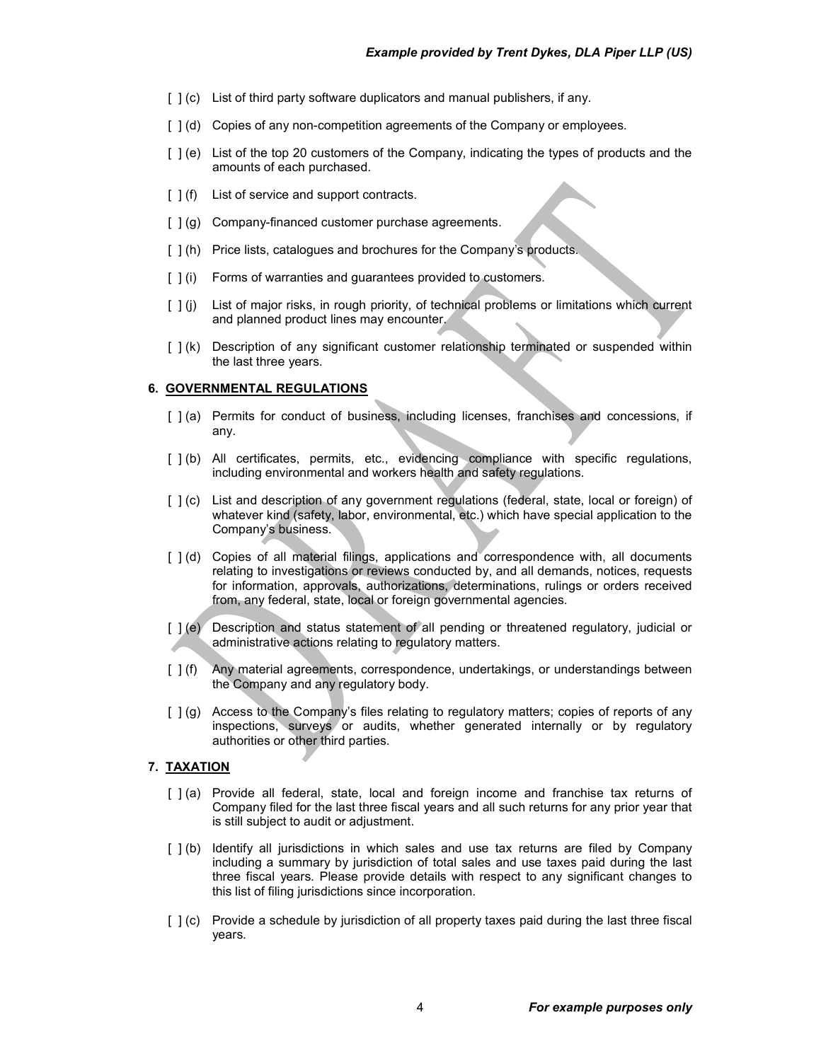[ ] (c) List of third party software duplicators and manual publishers, if any.

[ ] (d) Copies of any non-competition agreements of the Company or employees.

[ ] (e) List of the top 20 customers of the Company, indicating the types of products and the amounts of each purchased.

[ ] (f) List of service and support contracts.

[ ] (g) Company-financed customer purchase agreements.

[ ] (h) Price lists, catalogues and brochures for the Company's products.

[ ] (i) Forms of warranties and guarantees provided to customers.

[ ] (j) List of major risks, in rough priority, of technical problems or limitations which current and planned product lines may encounter.

[ ] (k) Description of any significant customer relationship terminated or suspended within the last three years.

## 6. GOVERNMENTAL REGULATIONS

[ ] (a) Permits for conduct of business, including licenses, franchises and concessions, if any.

[ ] (b) All certificates, permits, etc., evidencing compliance with specific regulations, including environmental and workers health and safety regulations.

[ ] (c) List and description of any government regulations (federal, state, local or foreign) of whatever kind (safety, labor, environmental, etc.) which have special application to the Company's business.

[ ] (d) Copies of all material filings, applications and correspondence with, all documents relating to investigations or reviews conducted by, and all demands, notices, requests for information, approvals, authorizations, determinations, rulings or orders received from, any federal, state, local or foreign governmental agencies.

[ ] (e) Description and status statement of all pending or threatened regulatory, judicial or administrative actions relating to regulatory matters.

[ ] (f) Any material agreements, correspondence, undertakings, or understandings between the Company and any regulatory body.

[ ] (g) Access to the Company's files relating to regulatory matters; copies of reports of any inspections, surveys or audits, whether generated internally or by regulatory authorities or other third parties.

## 7. TAXATION

[ ] (a) Provide all federal, state, local and foreign income and franchise tax returns of Company filed for the last three fiscal years and all such returns for any prior year that is still subject to audit or adjustment.

[ ] (b) Identify all jurisdictions in which sales and use tax returns are filed by Company including a summary by jurisdiction of total sales and use taxes paid during the last three fiscal years. Please provide details with respect to any significant changes to this list of filing jurisdictions since incorporation.

[ ] (c) Provide a schedule by jurisdiction of all property taxes paid during the last three fiscal years.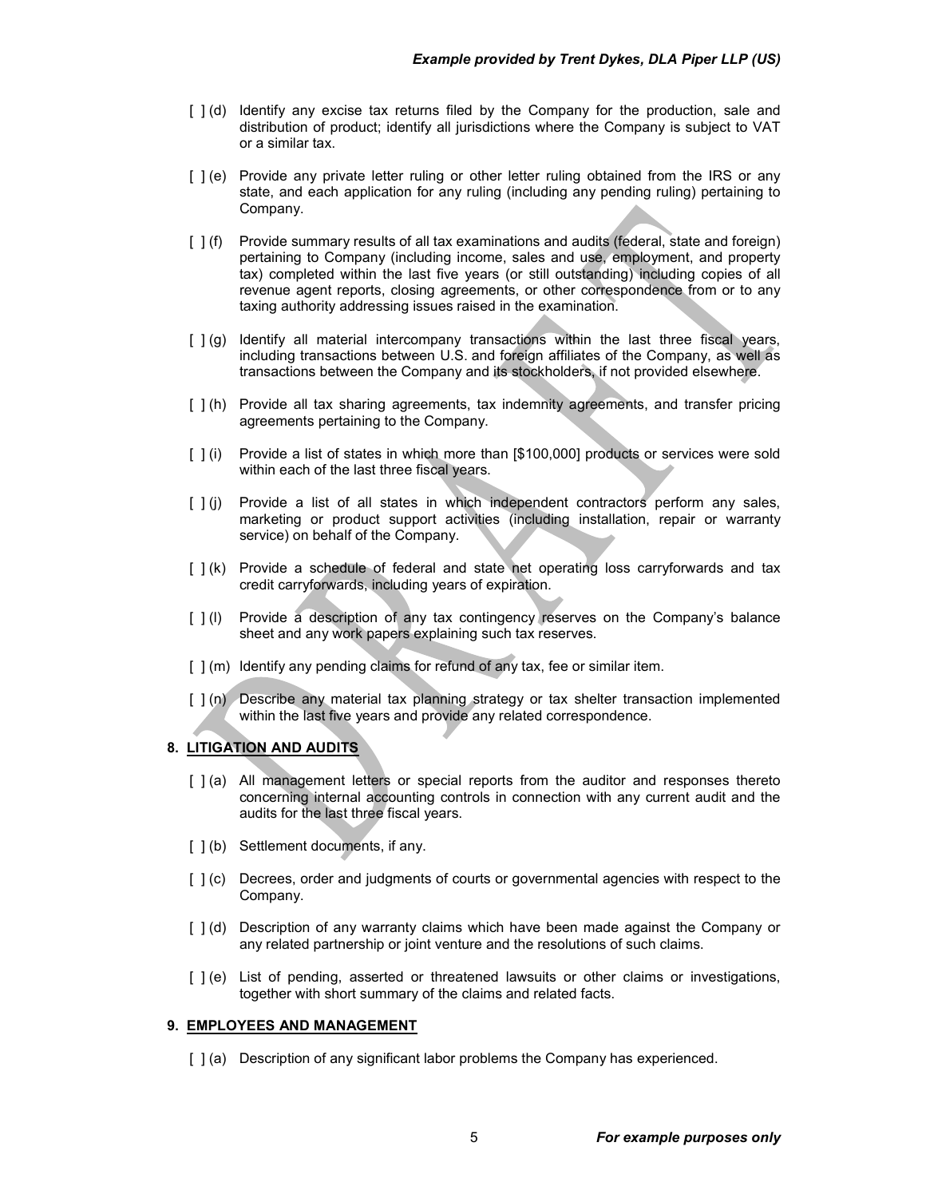[ ] (d) Identify any excise tax returns filed by the Company for the production, sale and distribution of product; identify all jurisdictions where the Company is subject to VAT or a similar tax.

[ ] (e) Provide any private letter ruling or other letter ruling obtained from the IRS or any state, and each application for any ruling (including any pending ruling) pertaining to Company.

[ ] (f) Provide summary results of all tax examinations and audits (federal, state and foreign) pertaining to Company (including income, sales and use, employment, and property tax) completed within the last five years (or still outstanding) including copies of all revenue agent reports, closing agreements, or other correspondence from or to any taxing authority addressing issues raised in the examination.

[ ] (g) Identify all material intercompany transactions within the last three fiscal years, including transactions between U.S. and foreign affiliates of the Company, as well as transactions between the Company and its stockholders, if not provided elsewhere.

[ ] (h) Provide all tax sharing agreements, tax indemnity agreements, and transfer pricing agreements pertaining to the Company.

[ ] (i) Provide a list of states in which more than [$100,000] products or services were sold within each of the last three fiscal years.

[ ] (j) Provide a list of all states in which independent contractors perform any sales, marketing or product support activities (including installation, repair or warranty service) on behalf of the Company.

[ ] (k) Provide a schedule of federal and state net operating loss carryforwards and tax credit carryforwards, including years of expiration.

[ ] (l) Provide a description of any tax contingency reserves on the Company's balance sheet and any work papers explaining such tax reserves.

[ ] (m) Identify any pending claims for refund of any tax, fee or similar item.

[ ] (n) Describe any material tax planning strategy or tax shelter transaction implemented within the last five years and provide any related correspondence.

## 8. LITIGATION AND AUDITS

[ ] (a) All management letters or special reports from the auditor and responses thereto concerning internal accounting controls in connection with any current audit and the audits for the last three fiscal years.

[ ] (b) Settlement documents, if any.

[ ] (c) Decrees, order and judgments of courts or governmental agencies with respect to the Company.

[ ] (d) Description of any warranty claims which have been made against the Company or any related partnership or joint venture and the resolutions of such claims.

[ ] (e) List of pending, asserted or threatened lawsuits or other claims or investigations, together with short summary of the claims and related facts.

## 9. EMPLOYEES AND MANAGEMENT

[ ] (a) Description of any significant labor problems the Company has experienced.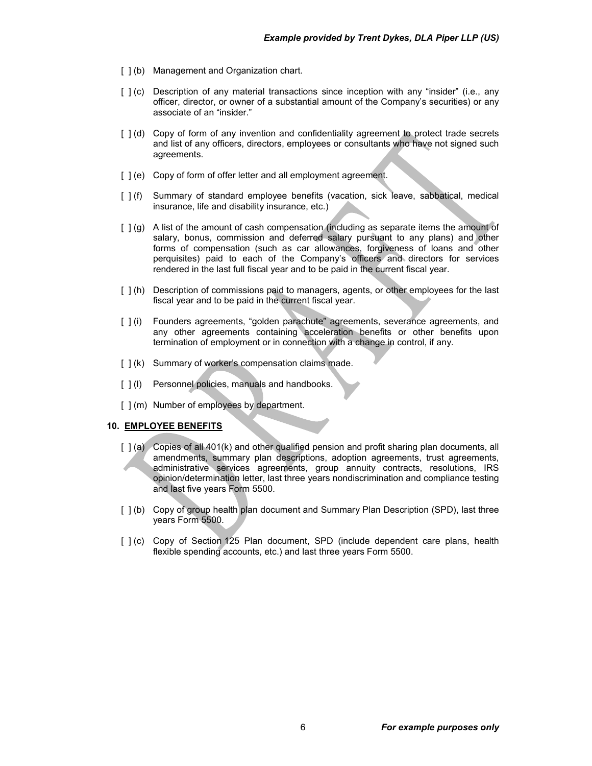[ ] (b) Management and Organization chart.

[ ] (c) Description of any material transactions since inception with any "insider" (i.e., any officer, director, or owner of a substantial amount of the Company's securities) or any associate of an "insider."

[ ] (d) Copy of form of any invention and confidentiality agreement to protect trade secrets and list of any officers, directors, employees or consultants who have not signed such agreements.

[ ] (e) Copy of form of offer letter and all employment agreement.

[ ] (f) Summary of standard employee benefits (vacation, sick leave, sabbatical, medical insurance, life and disability insurance, etc.)

[ ] (g) A list of the amount of cash compensation (including as separate items the amount of salary, bonus, commission and deferred salary pursuant to any plans) and other forms of compensation (such as car allowances, forgiveness of loans and other perquisites) paid to each of the Company's officers and directors for services rendered in the last full fiscal year and to be paid in the current fiscal year.

[ ] (h) Description of commissions paid to managers, agents, or other employees for the last fiscal year and to be paid in the current fiscal year.

[ ] (i) Founders agreements, "golden parachute" agreements, severance agreements, and any other agreements containing acceleration benefits or other benefits upon termination of employment or in connection with a change in control, if any.

[ ] (k) Summary of worker's compensation claims made.

[ ] (l) Personnel policies, manuals and handbooks.

[ ] (m) Number of employees by department.

**10. EMPLOYEE BENEFITS**

[ ] (a) Copies of all 401(k) and other qualified pension and profit sharing plan documents, all amendments, summary plan descriptions, adoption agreements, trust agreements, administrative services agreements, group annuity contracts, resolutions, IRS opinion/determination letter, last three years nondiscrimination and compliance testing and last five years Form 5500.

[ ] (b) Copy of group health plan document and Summary Plan Description (SPD), last three years Form 5500.

[ ] (c) Copy of Section 125 Plan document, SPD (include dependent care plans, health flexible spending accounts, etc.) and last three years Form 5500.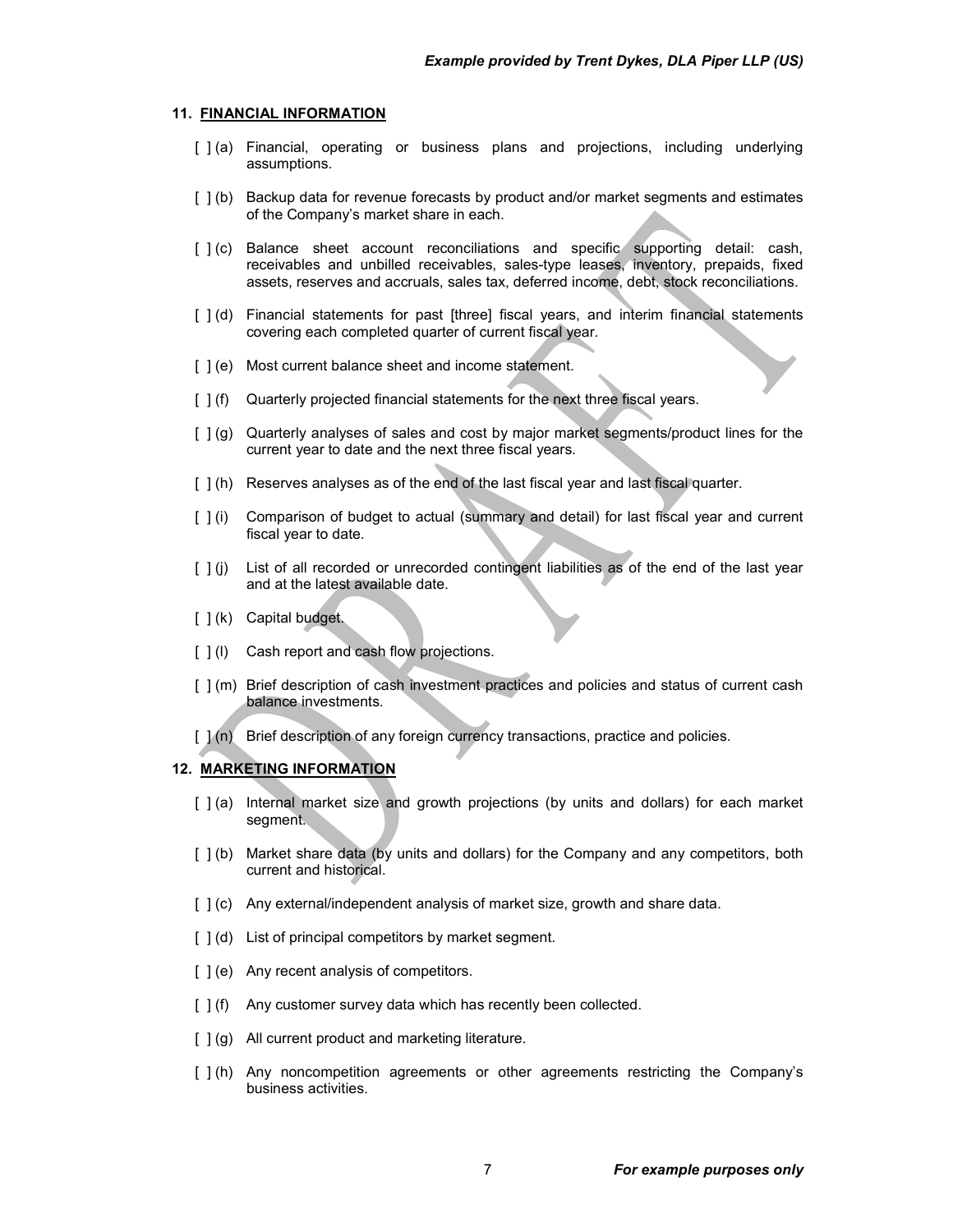## 11. FINANCIAL INFORMATION

[ ] (a) Financial, operating or business plans and projections, including underlying assumptions.

[ ] (b) Backup data for revenue forecasts by product and/or market segments and estimates of the Company's market share in each.

[ ] (c) Balance sheet account reconciliations and specific supporting detail: cash, receivables and unbilled receivables, sales-type leases, inventory, prepaids, fixed assets, reserves and accruals, sales tax, deferred income, debt, stock reconciliations.

[ ] (d) Financial statements for past [three] fiscal years, and interim financial statements covering each completed quarter of current fiscal year.

[ ] (e) Most current balance sheet and income statement.

[ ] (f) Quarterly projected financial statements for the next three fiscal years.

[ ] (g) Quarterly analyses of sales and cost by major market segments/product lines for the current year to date and the next three fiscal years.

[ ] (h) Reserves analyses as of the end of the last fiscal year and last fiscal quarter.

[ ] (i) Comparison of budget to actual (summary and detail) for last fiscal year and current fiscal year to date.

[ ] (j) List of all recorded or unrecorded contingent liabilities as of the end of the last year and at the latest available date.

[ ] (k) Capital budget.

[ ] (l) Cash report and cash flow projections.

[ ] (m) Brief description of cash investment practices and policies and status of current cash balance investments.

[ ] (n) Brief description of any foreign currency transactions, practice and policies.

## 12. MARKETING INFORMATION

[ ] (a) Internal market size and growth projections (by units and dollars) for each market segment.

[ ] (b) Market share data (by units and dollars) for the Company and any competitors, both current and historical.

[ ] (c) Any external/independent analysis of market size, growth and share data.

[ ] (d) List of principal competitors by market segment.

[ ] (e) Any recent analysis of competitors.

[ ] (f) Any customer survey data which has recently been collected.

[ ] (g) All current product and marketing literature.

[ ] (h) Any noncompetition agreements or other agreements restricting the Company's business activities.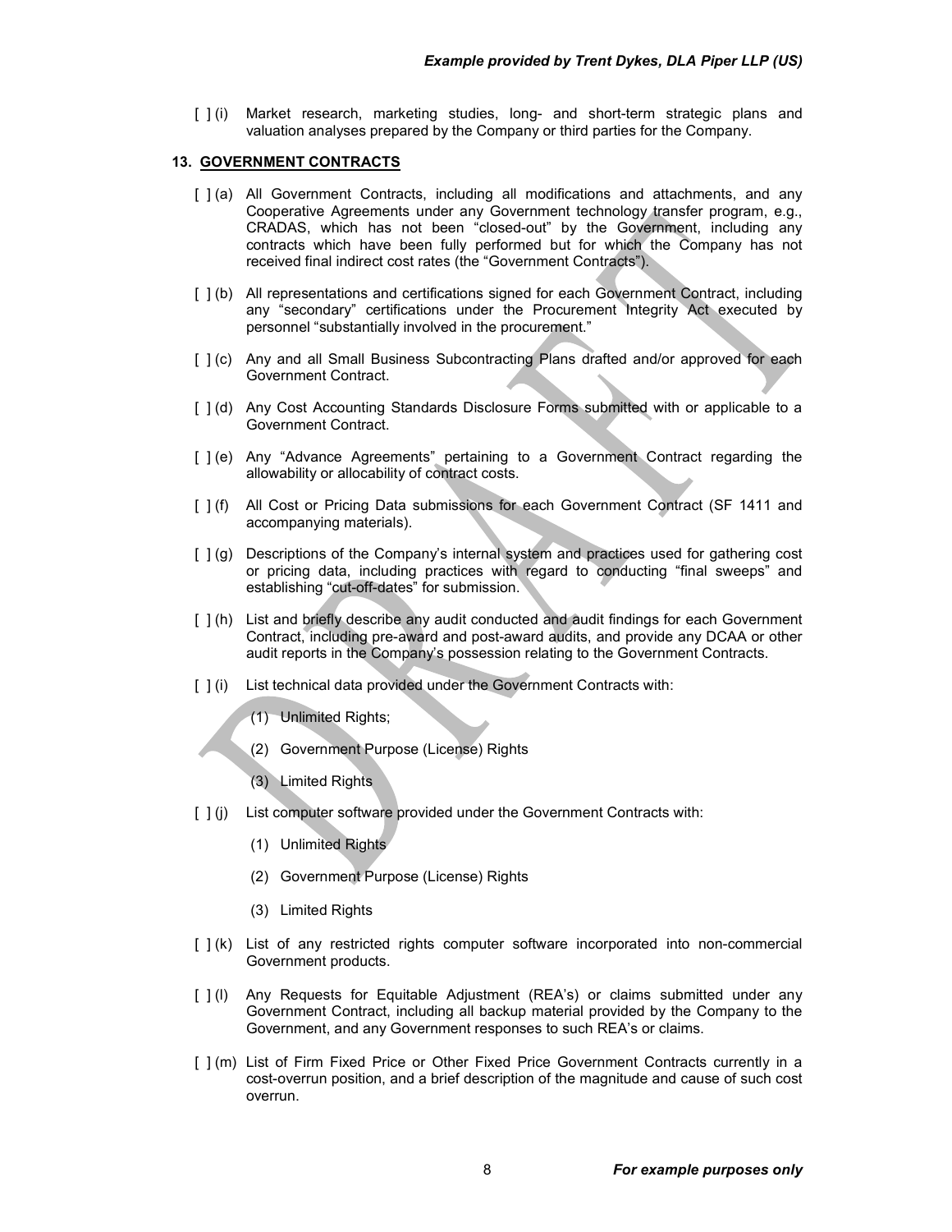[ ] (i) Market research, marketing studies, long- and short-term strategic plans and valuation analyses prepared by the Company or third parties for the Company.

**13. GOVERNMENT CONTRACTS**

[ ] (a) All Government Contracts, including all modifications and attachments, and any Cooperative Agreements under any Government technology transfer program, e.g., CRADAS, which has not been "closed-out" by the Government, including any contracts which have been fully performed but for which the Company has not received final indirect cost rates (the "Government Contracts").

[ ] (b) All representations and certifications signed for each Government Contract, including any "secondary" certifications under the Procurement Integrity Act executed by personnel "substantially involved in the procurement."

[ ] (c) Any and all Small Business Subcontracting Plans drafted and/or approved for each Government Contract.

[ ] (d) Any Cost Accounting Standards Disclosure Forms submitted with or applicable to a Government Contract.

[ ] (e) Any "Advance Agreements" pertaining to a Government Contract regarding the allowability or allocability of contract costs.

[ ] (f) All Cost or Pricing Data submissions for each Government Contract (SF 1411 and accompanying materials).

[ ] (g) Descriptions of the Company's internal system and practices used for gathering cost or pricing data, including practices with regard to conducting "final sweeps" and establishing "cut-off-dates" for submission.

[ ] (h) List and briefly describe any audit conducted and audit findings for each Government Contract, including pre-award and post-award audits, and provide any DCAA or other audit reports in the Company's possession relating to the Government Contracts.

[ ] (i) List technical data provided under the Government Contracts with:

(1) Unlimited Rights;

(2) Government Purpose (License) Rights

(3) Limited Rights

[ ] (j) List computer software provided under the Government Contracts with:

(1) Unlimited Rights

(2) Government Purpose (License) Rights

(3) Limited Rights

[ ] (k) List of any restricted rights computer software incorporated into non-commercial Government products.

[ ] (l) Any Requests for Equitable Adjustment (REA's) or claims submitted under any Government Contract, including all backup material provided by the Company to the Government, and any Government responses to such REA's or claims.

[ ] (m) List of Firm Fixed Price or Other Fixed Price Government Contracts currently in a cost-overrun position, and a brief description of the magnitude and cause of such cost overrun.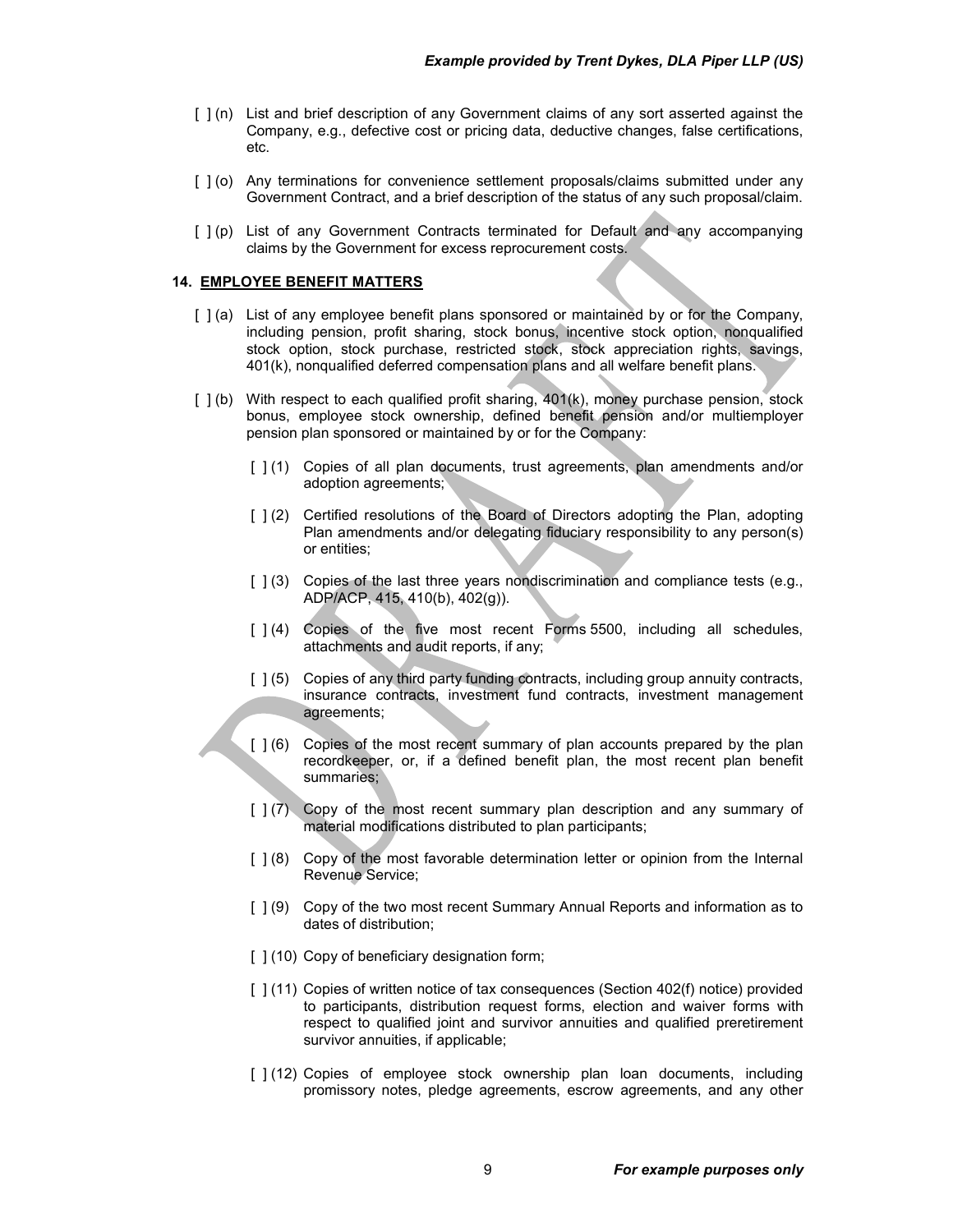[ ] (n) List and brief description of any Government claims of any sort asserted against the Company, e.g., defective cost or pricing data, deductive changes, false certifications, etc.

[ ] (o) Any terminations for convenience settlement proposals/claims submitted under any Government Contract, and a brief description of the status of any such proposal/claim.

[ ] (p) List of any Government Contracts terminated for Default and any accompanying claims by the Government for excess reprocurement costs.

**14. EMPLOYEE BENEFIT MATTERS**

[ ] (a) List of any employee benefit plans sponsored or maintained by or for the Company, including pension, profit sharing, stock bonus, incentive stock option, nonqualified stock option, stock purchase, restricted stock, stock appreciation rights, savings, 401(k), nonqualified deferred compensation plans and all welfare benefit plans.

[ ] (b) With respect to each qualified profit sharing, 401(k), money purchase pension, stock bonus, employee stock ownership, defined benefit pension and/or multiemployer pension plan sponsored or maintained by or for the Company:

  [ ] (1) Copies of all plan documents, trust agreements, plan amendments and/or adoption agreements;

  [ ] (2) Certified resolutions of the Board of Directors adopting the Plan, adopting Plan amendments and/or delegating fiduciary responsibility to any person(s) or entities;

  [ ] (3) Copies of the last three years nondiscrimination and compliance tests (e.g., ADP/ACP, 415, 410(b), 402(g)).

  [ ] (4) Copies of the five most recent Forms 5500, including all schedules, attachments and audit reports, if any;

  [ ] (5) Copies of any third party funding contracts, including group annuity contracts, insurance contracts, investment fund contracts, investment management agreements;

  [ ] (6) Copies of the most recent summary of plan accounts prepared by the plan recordkeeper, or, if a defined benefit plan, the most recent plan benefit summaries;

  [ ] (7) Copy of the most recent summary plan description and any summary of material modifications distributed to plan participants;

  [ ] (8) Copy of the most favorable determination letter or opinion from the Internal Revenue Service;

  [ ] (9) Copy of the two most recent Summary Annual Reports and information as to dates of distribution;

  [ ] (10) Copy of beneficiary designation form;

  [ ] (11) Copies of written notice of tax consequences (Section 402(f) notice) provided to participants, distribution request forms, election and waiver forms with respect to qualified joint and survivor annuities and qualified preretirement survivor annuities, if applicable;

  [ ] (12) Copies of employee stock ownership plan loan documents, including promissory notes, pledge agreements, escrow agreements, and any other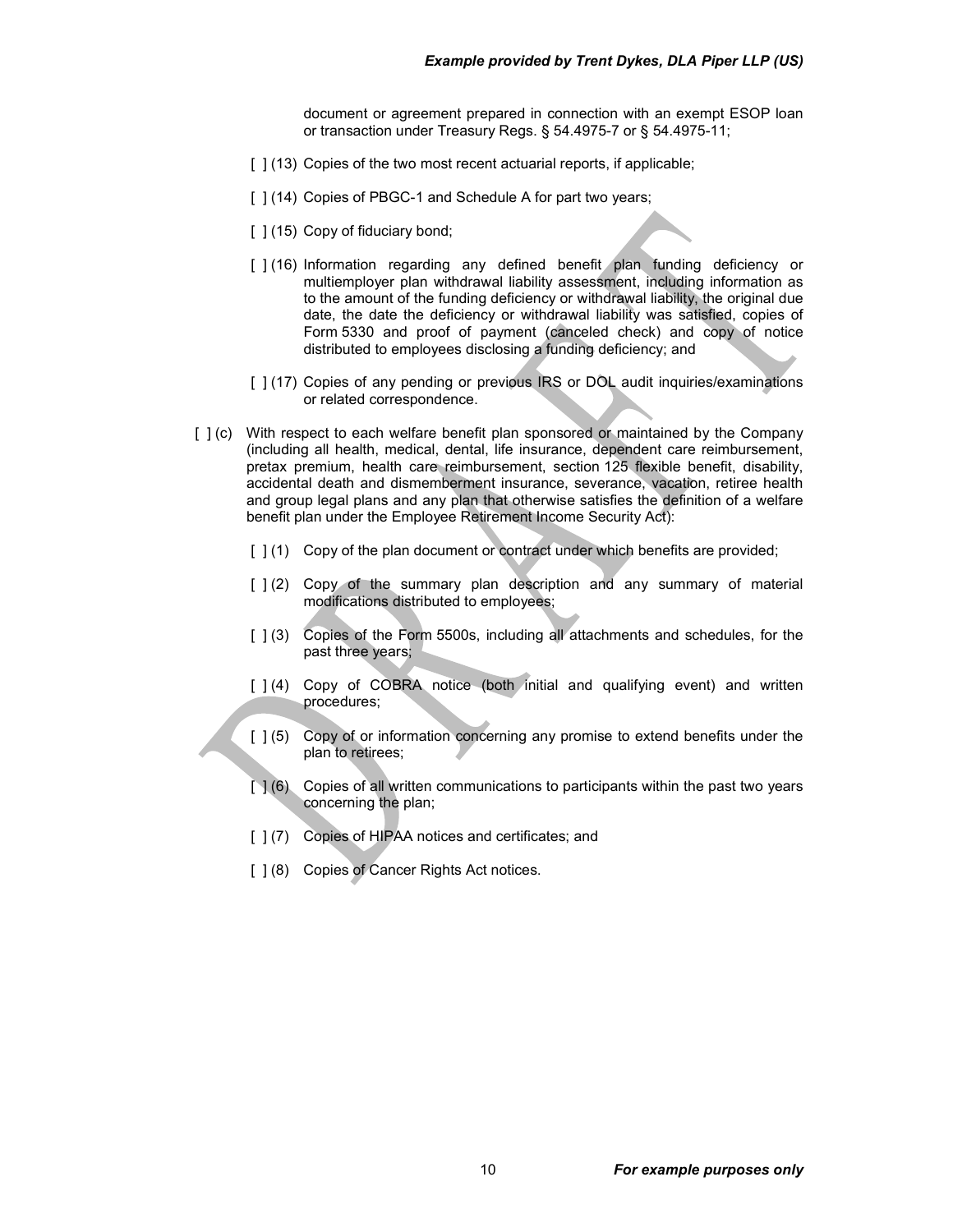document or agreement prepared in connection with an exempt ESOP loan or transaction under Treasury Regs. § 54.4975-7 or § 54.4975-11;

[ ] (13) Copies of the two most recent actuarial reports, if applicable;

[ ] (14) Copies of PBGC-1 and Schedule A for part two years;

[ ] (15) Copy of fiduciary bond;

[ ] (16) Information regarding any defined benefit plan funding deficiency or multiemployer plan withdrawal liability assessment, including information as to the amount of the funding deficiency or withdrawal liability, the original due date, the date the deficiency or withdrawal liability was satisfied, copies of Form 5330 and proof of payment (canceled check) and copy of notice distributed to employees disclosing a funding deficiency; and

[ ] (17) Copies of any pending or previous IRS or DOL audit inquiries/examinations or related correspondence.

[ ] (c) With respect to each welfare benefit plan sponsored or maintained by the Company (including all health, medical, dental, life insurance, dependent care reimbursement, pretax premium, health care reimbursement, section 125 flexible benefit, disability, accidental death and dismemberment insurance, severance, vacation, retiree health and group legal plans and any plan that otherwise satisfies the definition of a welfare benefit plan under the Employee Retirement Income Security Act):

[ ] (1) Copy of the plan document or contract under which benefits are provided;

[ ] (2) Copy of the summary plan description and any summary of material modifications distributed to employees;

[ ] (3) Copies of the Form 5500s, including all attachments and schedules, for the past three years;

[ ] (4) Copy of COBRA notice (both initial and qualifying event) and written procedures;

[ ] (5) Copy of or information concerning any promise to extend benefits under the plan to retirees;

[ ] (6) Copies of all written communications to participants within the past two years concerning the plan;

[ ] (7) Copies of HIPAA notices and certificates; and

[ ] (8) Copies of Cancer Rights Act notices.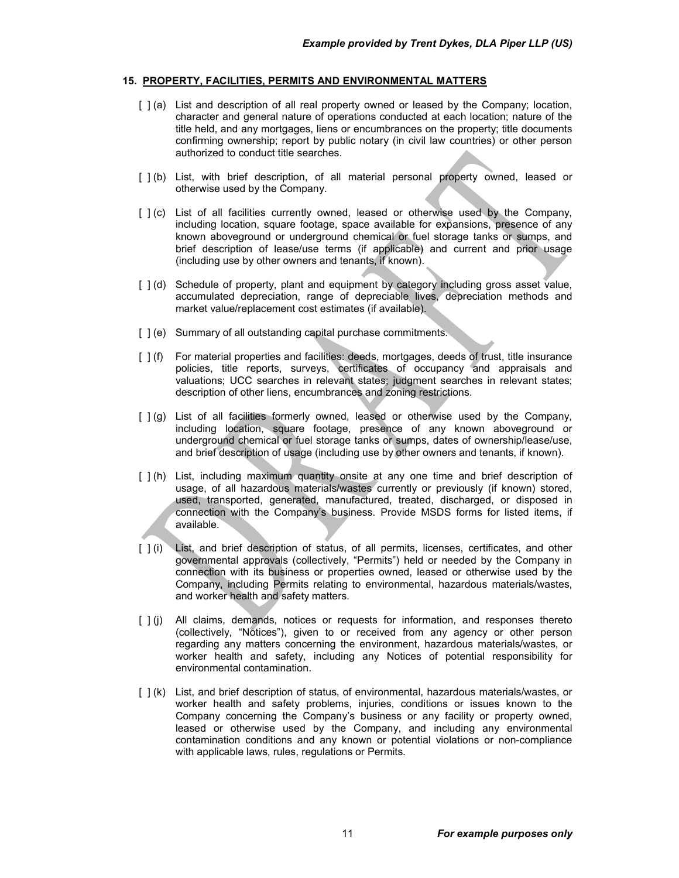## 15. PROPERTY, FACILITIES, PERMITS AND ENVIRONMENTAL MATTERS

[ ] (a) List and description of all real property owned or leased by the Company; location, character and general nature of operations conducted at each location; nature of the title held, and any mortgages, liens or encumbrances on the property; title documents confirming ownership; report by public notary (in civil law countries) or other person authorized to conduct title searches.

[ ] (b) List, with brief description, of all material personal property owned, leased or otherwise used by the Company.

[ ] (c) List of all facilities currently owned, leased or otherwise used by the Company, including location, square footage, space available for expansions, presence of any known aboveground or underground chemical or fuel storage tanks or sumps, and brief description of lease/use terms (if applicable) and current and prior usage (including use by other owners and tenants, if known).

[ ] (d) Schedule of property, plant and equipment by category including gross asset value, accumulated depreciation, range of depreciable lives, depreciation methods and market value/replacement cost estimates (if available).

[ ] (e) Summary of all outstanding capital purchase commitments.

[ ] (f) For material properties and facilities: deeds, mortgages, deeds of trust, title insurance policies, title reports, surveys, certificates of occupancy and appraisals and valuations; UCC searches in relevant states; judgment searches in relevant states; description of other liens, encumbrances and zoning restrictions.

[ ] (g) List of all facilities formerly owned, leased or otherwise used by the Company, including location, square footage, presence of any known aboveground or underground chemical or fuel storage tanks or sumps, dates of ownership/lease/use, and brief description of usage (including use by other owners and tenants, if known).

[ ] (h) List, including maximum quantity onsite at any one time and brief description of usage, of all hazardous materials/wastes currently or previously (if known) stored, used, transported, generated, manufactured, treated, discharged, or disposed in connection with the Company's business. Provide MSDS forms for listed items, if available.

[ ] (i) List, and brief description of status, of all permits, licenses, certificates, and other governmental approvals (collectively, "Permits") held or needed by the Company in connection with its business or properties owned, leased or otherwise used by the Company, including Permits relating to environmental, hazardous materials/wastes, and worker health and safety matters.

[ ] (j) All claims, demands, notices or requests for information, and responses thereto (collectively, "Notices"), given to or received from any agency or other person regarding any matters concerning the environment, hazardous materials/wastes, or worker health and safety, including any Notices of potential responsibility for environmental contamination.

[ ] (k) List, and brief description of status, of environmental, hazardous materials/wastes, or worker health and safety problems, injuries, conditions or issues known to the Company concerning the Company's business or any facility or property owned, leased or otherwise used by the Company, and including any environmental contamination conditions and any known or potential violations or non-compliance with applicable laws, rules, regulations or Permits.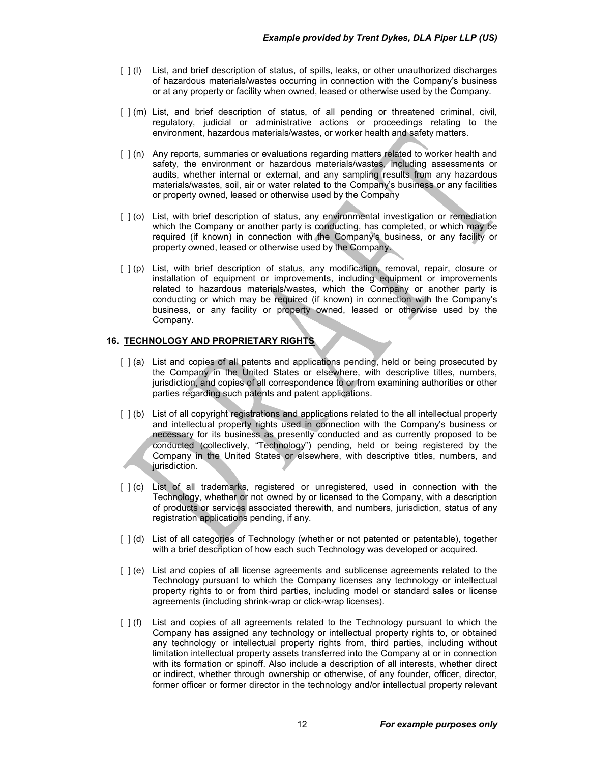[ ] (l) List, and brief description of status, of spills, leaks, or other unauthorized discharges of hazardous materials/wastes occurring in connection with the Company's business or at any property or facility when owned, leased or otherwise used by the Company.

[ ] (m) List, and brief description of status, of all pending or threatened criminal, civil, regulatory, judicial or administrative actions or proceedings relating to the environment, hazardous materials/wastes, or worker health and safety matters.

[ ] (n) Any reports, summaries or evaluations regarding matters related to worker health and safety, the environment or hazardous materials/wastes, including assessments or audits, whether internal or external, and any sampling results from any hazardous materials/wastes, soil, air or water related to the Company's business or any facilities or property owned, leased or otherwise used by the Company

[ ] (o) List, with brief description of status, any environmental investigation or remediation which the Company or another party is conducting, has completed, or which may be required (if known) in connection with the Company's business, or any facility or property owned, leased or otherwise used by the Company.

[ ] (p) List, with brief description of status, any modification, removal, repair, closure or installation of equipment or improvements, including equipment or improvements related to hazardous materials/wastes, which the Company or another party is conducting or which may be required (if known) in connection with the Company's business, or any facility or property owned, leased or otherwise used by the Company.

## 16. TECHNOLOGY AND PROPRIETARY RIGHTS

[ ] (a) List and copies of all patents and applications pending, held or being prosecuted by the Company in the United States or elsewhere, with descriptive titles, numbers, jurisdiction, and copies of all correspondence to or from examining authorities or other parties regarding such patents and patent applications.

[ ] (b) List of all copyright registrations and applications related to the all intellectual property and intellectual property rights used in connection with the Company's business or necessary for its business as presently conducted and as currently proposed to be conducted (collectively, "Technology") pending, held or being registered by the Company in the United States or elsewhere, with descriptive titles, numbers, and jurisdiction.

[ ] (c) List of all trademarks, registered or unregistered, used in connection with the Technology, whether or not owned by or licensed to the Company, with a description of products or services associated therewith, and numbers, jurisdiction, status of any registration applications pending, if any.

[ ] (d) List of all categories of Technology (whether or not patented or patentable), together with a brief description of how each such Technology was developed or acquired.

[ ] (e) List and copies of all license agreements and sublicense agreements related to the Technology pursuant to which the Company licenses any technology or intellectual property rights to or from third parties, including model or standard sales or license agreements (including shrink-wrap or click-wrap licenses).

[ ] (f) List and copies of all agreements related to the Technology pursuant to which the Company has assigned any technology or intellectual property rights to, or obtained any technology or intellectual property rights from, third parties, including without limitation intellectual property assets transferred into the Company at or in connection with its formation or spinoff. Also include a description of all interests, whether direct or indirect, whether through ownership or otherwise, of any founder, officer, director, former officer or former director in the technology and/or intellectual property relevant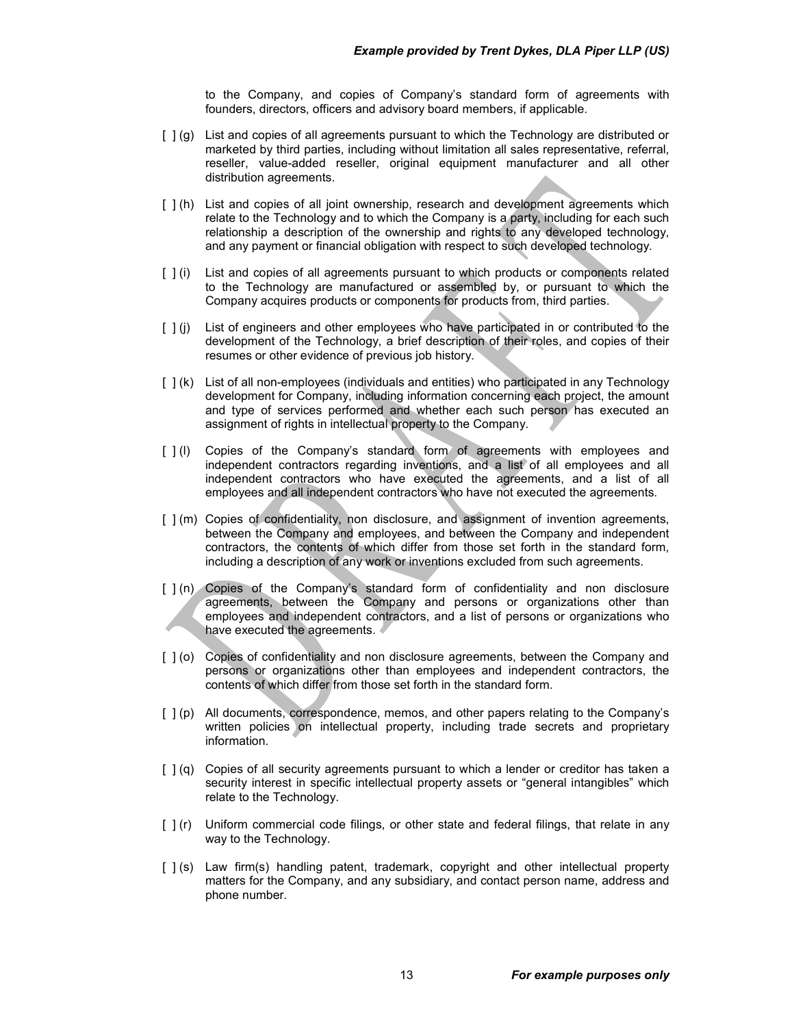to the Company, and copies of Company's standard form of agreements with founders, directors, officers and advisory board members, if applicable.

[ ] (g) List and copies of all agreements pursuant to which the Technology are distributed or marketed by third parties, including without limitation all sales representative, referral, reseller, value-added reseller, original equipment manufacturer and all other distribution agreements.

[ ] (h) List and copies of all joint ownership, research and development agreements which relate to the Technology and to which the Company is a party, including for each such relationship a description of the ownership and rights to any developed technology, and any payment or financial obligation with respect to such developed technology.

[ ] (i) List and copies of all agreements pursuant to which products or components related to the Technology are manufactured or assembled by, or pursuant to which the Company acquires products or components for products from, third parties.

[ ] (j) List of engineers and other employees who have participated in or contributed to the development of the Technology, a brief description of their roles, and copies of their resumes or other evidence of previous job history.

[ ] (k) List of all non-employees (individuals and entities) who participated in any Technology development for Company, including information concerning each project, the amount and type of services performed and whether each such person has executed an assignment of rights in intellectual property to the Company.

[ ] (l) Copies of the Company's standard form of agreements with employees and independent contractors regarding inventions, and a list of all employees and all independent contractors who have executed the agreements, and a list of all employees and all independent contractors who have not executed the agreements.

[ ] (m) Copies of confidentiality, non disclosure, and assignment of invention agreements, between the Company and employees, and between the Company and independent contractors, the contents of which differ from those set forth in the standard form, including a description of any work or inventions excluded from such agreements.

[ ] (n) Copies of the Company's standard form of confidentiality and non disclosure agreements, between the Company and persons or organizations other than employees and independent contractors, and a list of persons or organizations who have executed the agreements.

[ ] (o) Copies of confidentiality and non disclosure agreements, between the Company and persons or organizations other than employees and independent contractors, the contents of which differ from those set forth in the standard form.

[ ] (p) All documents, correspondence, memos, and other papers relating to the Company's written policies on intellectual property, including trade secrets and proprietary information.

[ ] (q) Copies of all security agreements pursuant to which a lender or creditor has taken a security interest in specific intellectual property assets or "general intangibles" which relate to the Technology.

[ ] (r) Uniform commercial code filings, or other state and federal filings, that relate in any way to the Technology.

[ ] (s) Law firm(s) handling patent, trademark, copyright and other intellectual property matters for the Company, and any subsidiary, and contact person name, address and phone number.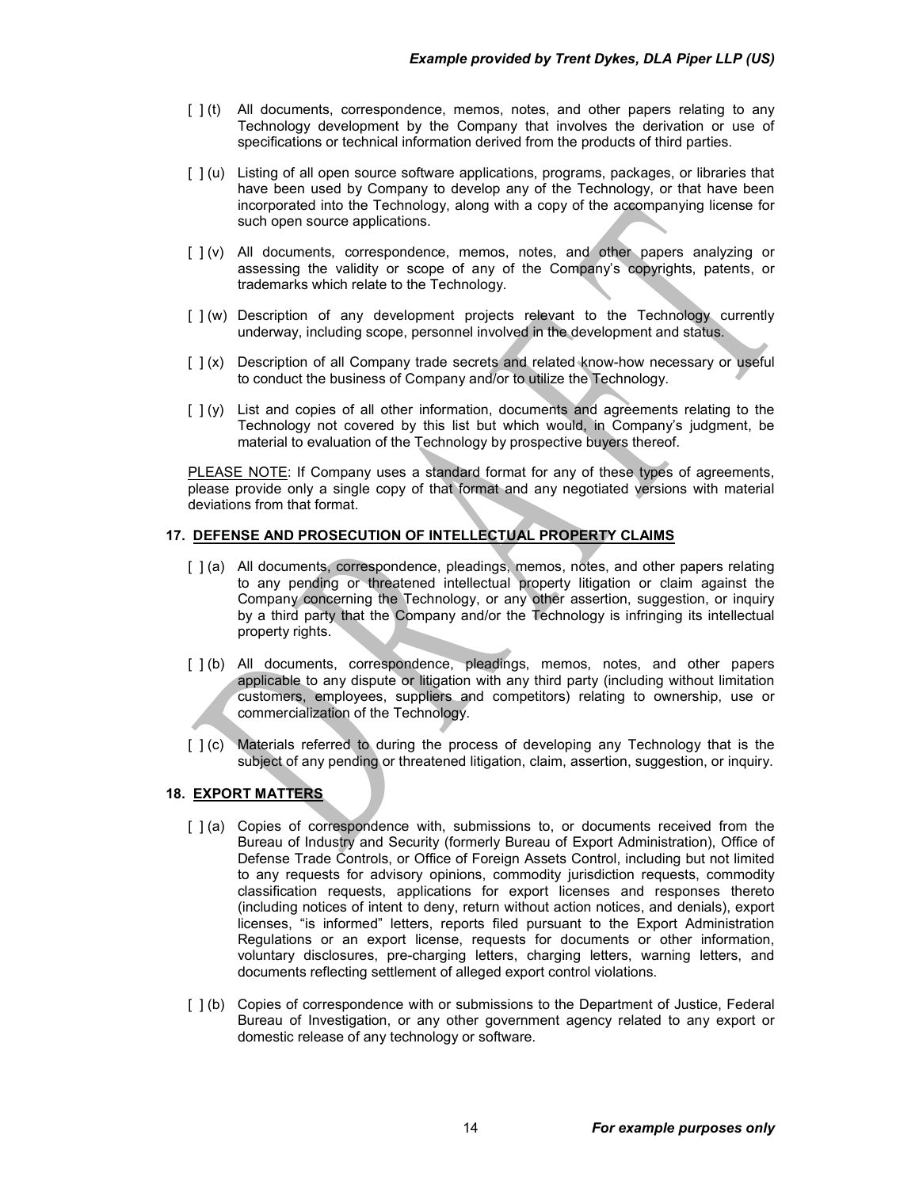- [ ] (t) All documents, correspondence, memos, notes, and other papers relating to any Technology development by the Company that involves the derivation or use of specifications or technical information derived from the products of third parties.

- [ ] (u) Listing of all open source software applications, programs, packages, or libraries that have been used by Company to develop any of the Technology, or that have been incorporated into the Technology, along with a copy of the accompanying license for such open source applications.

- [ ] (v) All documents, correspondence, memos, notes, and other papers analyzing or assessing the validity or scope of any of the Company's copyrights, patents, or trademarks which relate to the Technology.

- [ ] (w) Description of any development projects relevant to the Technology currently underway, including scope, personnel involved in the development and status.

- [ ] (x) Description of all Company trade secrets and related know-how necessary or useful to conduct the business of Company and/or to utilize the Technology.

- [ ] (y) List and copies of all other information, documents and agreements relating to the Technology not covered by this list but which would, in Company's judgment, be material to evaluation of the Technology by prospective buyers thereof.

PLEASE NOTE: If Company uses a standard format for any of these types of agreements, please provide only a single copy of that format and any negotiated versions with material deviations from that format.

## 17. DEFENSE AND PROSECUTION OF INTELLECTUAL PROPERTY CLAIMS

- [ ] (a) All documents, correspondence, pleadings, memos, notes, and other papers relating to any pending or threatened intellectual property litigation or claim against the Company concerning the Technology, or any other assertion, suggestion, or inquiry by a third party that the Company and/or the Technology is infringing its intellectual property rights.

- [ ] (b) All documents, correspondence, pleadings, memos, notes, and other papers applicable to any dispute or litigation with any third party (including without limitation customers, employees, suppliers and competitors) relating to ownership, use or commercialization of the Technology.

- [ ] (c) Materials referred to during the process of developing any Technology that is the subject of any pending or threatened litigation, claim, assertion, suggestion, or inquiry.

## 18. EXPORT MATTERS

- [ ] (a) Copies of correspondence with, submissions to, or documents received from the Bureau of Industry and Security (formerly Bureau of Export Administration), Office of Defense Trade Controls, or Office of Foreign Assets Control, including but not limited to any requests for advisory opinions, commodity jurisdiction requests, commodity classification requests, applications for export licenses and responses thereto (including notices of intent to deny, return without action notices, and denials), export licenses, "is informed" letters, reports filed pursuant to the Export Administration Regulations or an export license, requests for documents or other information, voluntary disclosures, pre-charging letters, charging letters, warning letters, and documents reflecting settlement of alleged export control violations.

- [ ] (b) Copies of correspondence with or submissions to the Department of Justice, Federal Bureau of Investigation, or any other government agency related to any export or domestic release of any technology or software.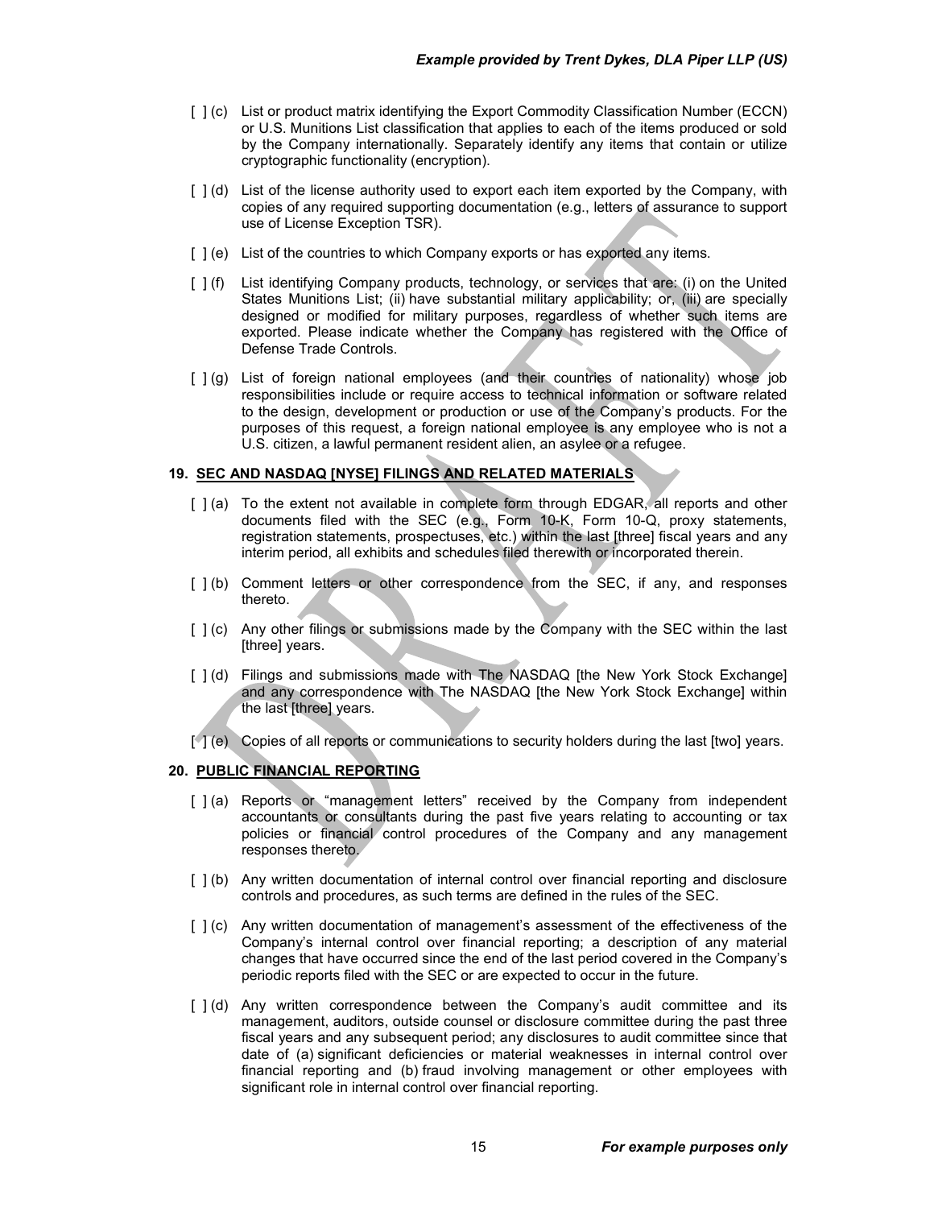[ ] (c) List or product matrix identifying the Export Commodity Classification Number (ECCN) or U.S. Munitions List classification that applies to each of the items produced or sold by the Company internationally. Separately identify any items that contain or utilize cryptographic functionality (encryption).

[ ] (d) List of the license authority used to export each item exported by the Company, with copies of any required supporting documentation (e.g., letters of assurance to support use of License Exception TSR).

[ ] (e) List of the countries to which Company exports or has exported any items.

[ ] (f) List identifying Company products, technology, or services that are: (i) on the United States Munitions List; (ii) have substantial military applicability; or, (iii) are specially designed or modified for military purposes, regardless of whether such items are exported. Please indicate whether the Company has registered with the Office of Defense Trade Controls.

[ ] (g) List of foreign national employees (and their countries of nationality) whose job responsibilities include or require access to technical information or software related to the design, development or production or use of the Company's products. For the purposes of this request, a foreign national employee is any employee who is not a U.S. citizen, a lawful permanent resident alien, an asylee or a refugee.

## 19. SEC AND NASDAQ [NYSE] FILINGS AND RELATED MATERIALS

[ ] (a) To the extent not available in complete form through EDGAR, all reports and other documents filed with the SEC (e.g., Form 10-K, Form 10-Q, proxy statements, registration statements, prospectuses, etc.) within the last [three] fiscal years and any interim period, all exhibits and schedules filed therewith or incorporated therein.

[ ] (b) Comment letters or other correspondence from the SEC, if any, and responses thereto.

[ ] (c) Any other filings or submissions made by the Company with the SEC within the last [three] years.

[ ] (d) Filings and submissions made with The NASDAQ [the New York Stock Exchange] and any correspondence with The NASDAQ [the New York Stock Exchange] within the last [three] years.

[ ] (e) Copies of all reports or communications to security holders during the last [two] years.

## 20. PUBLIC FINANCIAL REPORTING

[ ] (a) Reports or "management letters" received by the Company from independent accountants or consultants during the past five years relating to accounting or tax policies or financial control procedures of the Company and any management responses thereto.

[ ] (b) Any written documentation of internal control over financial reporting and disclosure controls and procedures, as such terms are defined in the rules of the SEC.

[ ] (c) Any written documentation of management's assessment of the effectiveness of the Company's internal control over financial reporting; a description of any material changes that have occurred since the end of the last period covered in the Company's periodic reports filed with the SEC or are expected to occur in the future.

[ ] (d) Any written correspondence between the Company's audit committee and its management, auditors, outside counsel or disclosure committee during the past three fiscal years and any subsequent period; any disclosures to audit committee since that date of (a) significant deficiencies or material weaknesses in internal control over financial reporting and (b) fraud involving management or other employees with significant role in internal control over financial reporting.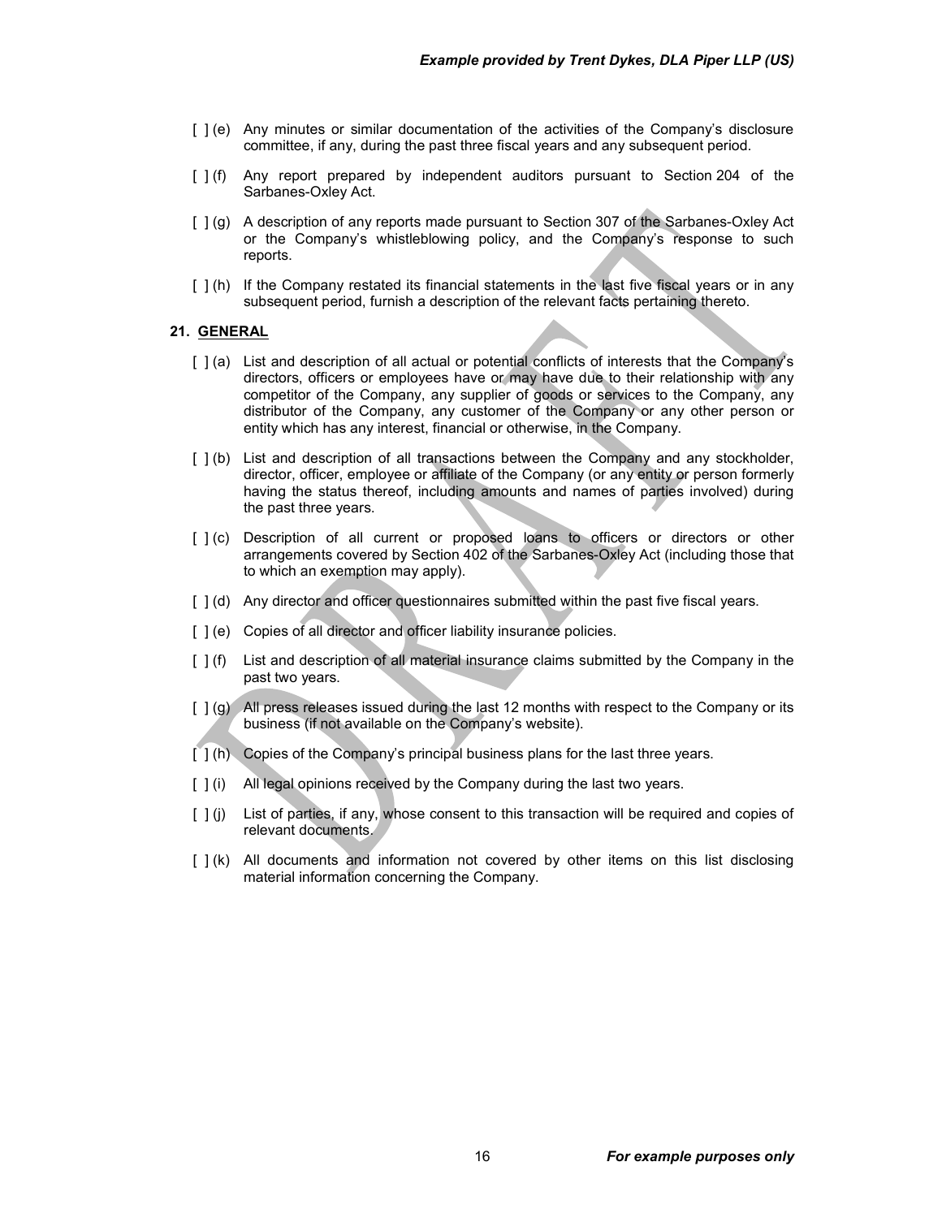- [ ] (e) Any minutes or similar documentation of the activities of the Company's disclosure committee, if any, during the past three fiscal years and any subsequent period.
- [ ] (f) Any report prepared by independent auditors pursuant to Section 204 of the Sarbanes-Oxley Act.
- [ ] (g) A description of any reports made pursuant to Section 307 of the Sarbanes-Oxley Act or the Company's whistleblowing policy, and the Company's response to such reports.
- [ ] (h) If the Company restated its financial statements in the last five fiscal years or in any subsequent period, furnish a description of the relevant facts pertaining thereto.

**21. GENERAL**

- [ ] (a) List and description of all actual or potential conflicts of interests that the Company's directors, officers or employees have or may have due to their relationship with any competitor of the Company, any supplier of goods or services to the Company, any distributor of the Company, any customer of the Company or any other person or entity which has any interest, financial or otherwise, in the Company.
- [ ] (b) List and description of all transactions between the Company and any stockholder, director, officer, employee or affiliate of the Company (or any entity or person formerly having the status thereof, including amounts and names of parties involved) during the past three years.
- [ ] (c) Description of all current or proposed loans to officers or directors or other arrangements covered by Section 402 of the Sarbanes-Oxley Act (including those that to which an exemption may apply).
- [ ] (d) Any director and officer questionnaires submitted within the past five fiscal years.
- [ ] (e) Copies of all director and officer liability insurance policies.
- [ ] (f) List and description of all material insurance claims submitted by the Company in the past two years.
- [ ] (g) All press releases issued during the last 12 months with respect to the Company or its business (if not available on the Company's website).
- [ ] (h) Copies of the Company's principal business plans for the last three years.
- [ ] (i) All legal opinions received by the Company during the last two years.
- [ ] (j) List of parties, if any, whose consent to this transaction will be required and copies of relevant documents.
- [ ] (k) All documents and information not covered by other items on this list disclosing material information concerning the Company.